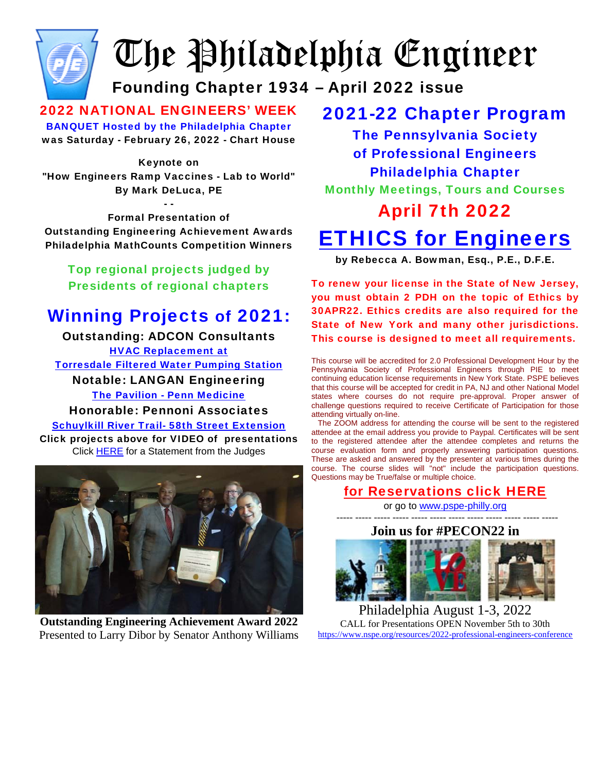# The Philadelphia Engineer

**Founding Chapter 1934 – April 2022 issue**

## 2022 NATIONAL ENGINEERS' WEEK

**BANQUET Hosted by the Philadelphia Chapter**
**was Saturday - February 26, 2022 - Chart House**

**Keynote on**
**"How Engineers Ramp Vaccines - Lab to World"**
**By Mark DeLuca, PE**

**- -**

**Formal Presentation of**
**Outstanding Engineering Achievement Awards**
**Philadelphia MathCounts Competition Winners**

**Top regional projects judged by Presidents of regional chapters**

## Winning Projects of 2021:

**Outstanding: ADCON Consultants**
**HVAC Replacement at Torresdale Filtered Water Pumping Station**

**Notable: LANGAN Engineering**
**The Pavilion - Penn Medicine**

**Honorable: Pennoni Associates**
**Schuylkill River Trail- 58th Street Extension**

**Click projects above for VIDEO of presentations**

Click HERE for a Statement from the Judges

**Outstanding Engineering Achievement Award 2022**
Presented to Larry Dibor by Senator Anthony Williams

## 2021-22 Chapter Program

**The Pennsylvania Society of Professional Engineers Philadelphia Chapter**

**Monthly Meetings, Tours and Courses**

## April 7th 2022

# ETHICS for Engineers

**by Rebecca A. Bowman, Esq., P.E., D.F.E.**

**To renew your license in the State of New Jersey, you must obtain 2 PDH on the topic of Ethics by 30APR22. Ethics credits are also required for the State of New York and many other jurisdictions. This course is designed to meet all requirements.**

This course will be accredited for 2.0 Professional Development Hour by the Pennsylvania Society of Professional Engineers through PIE to meet continuing education license requirements in New York State. PSPE believes that this course will be accepted for credit in PA, NJ and other National Model states where courses do not require pre-approval. Proper answer of challenge questions required to receive Certificate of Participation for those attending virtually on-line.

The ZOOM address for attending the course will be sent to the registered attendee at the email address you provide to Paypal. Certificates will be sent to the registered attendee after the attendee completes and returns the course evaluation form and properly answering participation questions. These are asked and answered by the presenter at various times during the course. The course slides will "not" include the participation questions. Questions may be True/false or multiple choice.

**for Reservations click HERE**

or go to www.pspe-philly.org

----- ----- ----- ----- ----- ----- ----- ----- ----- ----- ----- -----

**Join us for #PECON22 in**

Philadelphia August 1-3, 2022

CALL for Presentations OPEN November 5th to 30th

https://www.nspe.org/resources/2022-professional-engineers-conference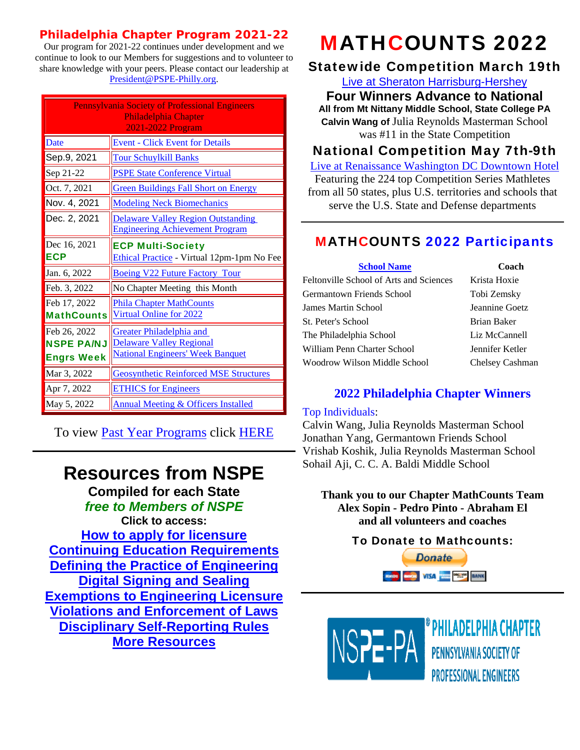## Philadelphia Chapter Program 2021-22

Our program for 2021-22 continues under development and we continue to look to our Members for suggestions and to volunteer to share knowledge with your peers. Please contact our leadership at President@PSPE-Philly.org.

| Pennsylvania Society of Professional Engineers Philadelphia Chapter 2021-2022 Program | |
|---|---|
| Date | Event - Click Event for Details |
| Sep.9, 2021 | Tour Schuylkill Banks |
| Sep 21-22 | PSPE State Conference Virtual |
| Oct. 7, 2021 | Green Buildings Fall Short on Energy |
| Nov. 4, 2021 | Modeling Neck Biomechanics |
| Dec. 2, 2021 | Delaware Valley Region Outstanding Engineering Achievement Program |
| Dec 16, 2021 **ECP** | **ECP Multi-Society** Ethical Practice - Virtual 12pm-1pm No Fee |
| Jan. 6, 2022 | Boeing V22 Future Factory Tour |
| Feb. 3, 2022 | No Chapter Meeting this Month |
| Feb 17, 2022 **MathCounts** | Phila Chapter MathCounts Virtual Online for 2022 |
| Feb 26, 2022 **NSPE PA/NJ Engrs Week** | Greater Philadelphia and Delaware Valley Regional National Engineers' Week Banquet |
| Mar 3, 2022 | Geosynthetic Reinforced MSE Structures |
| Apr 7, 2022 | ETHICS for Engineers |
| May 5, 2022 | Annual Meeting & Officers Installed |

To view Past Year Programs click HERE

# Resources from NSPE

**Compiled for each State**

***free to Members of NSPE***

**Click to access:**

**How to apply for licensure**
**Continuing Education Requirements**
**Defining the Practice of Engineering**
**Digital Signing and Sealing**
**Exemptions to Engineering Licensure**
**Violations and Enforcement of Laws**
**Disciplinary Self-Reporting Rules**
**More Resources**

# MATHCOUNTS 2022

## Statewide Competition March 19th

Live at Sheraton Harrisburg-Hershey

### Four Winners Advance to National

**All from Mt Nittany Middle School, State College PA**

**Calvin Wang of** Julia Reynolds Masterman School was #11 in the State Competition

## National Competition May 7th-9th

Live at Renaissance Washington DC Downtown Hotel

Featuring the 224 top Competition Series Mathletes from all 50 states, plus U.S. territories and schools that serve the U.S. State and Defense departments

## MATHCOUNTS 2022 Participants

| School Name | Coach |
|---|---|
| Feltonville School of Arts and Sciences | Krista Hoxie |
| Germantown Friends School | Tobi Zemsky |
| James Martin School | Jeannine Goetz |
| St. Peter's School | Brian Baker |
| The Philadelphia School | Liz McCannell |
| William Penn Charter School | Jennifer Ketler |
| Woodrow Wilson Middle School | Chelsey Cashman |

## 2022 Philadelphia Chapter Winners

Top Individuals:
Calvin Wang, Julia Reynolds Masterman School
Jonathan Yang, Germantown Friends School
Vrishab Koshik, Julia Reynolds Masterman School
Sohail Aji, C. C. A. Baldi Middle School

**Thank you to our Chapter MathCounts Team**
**Alex Sopin - Pedro Pinto - Abraham El**
**and all volunteers and coaches**

**To Donate to Mathcounts:**

Donate

NSPE-PA® PHILADELPHIA CHAPTER PENNSYLVANIA SOCIETY OF PROFESSIONAL ENGINEERS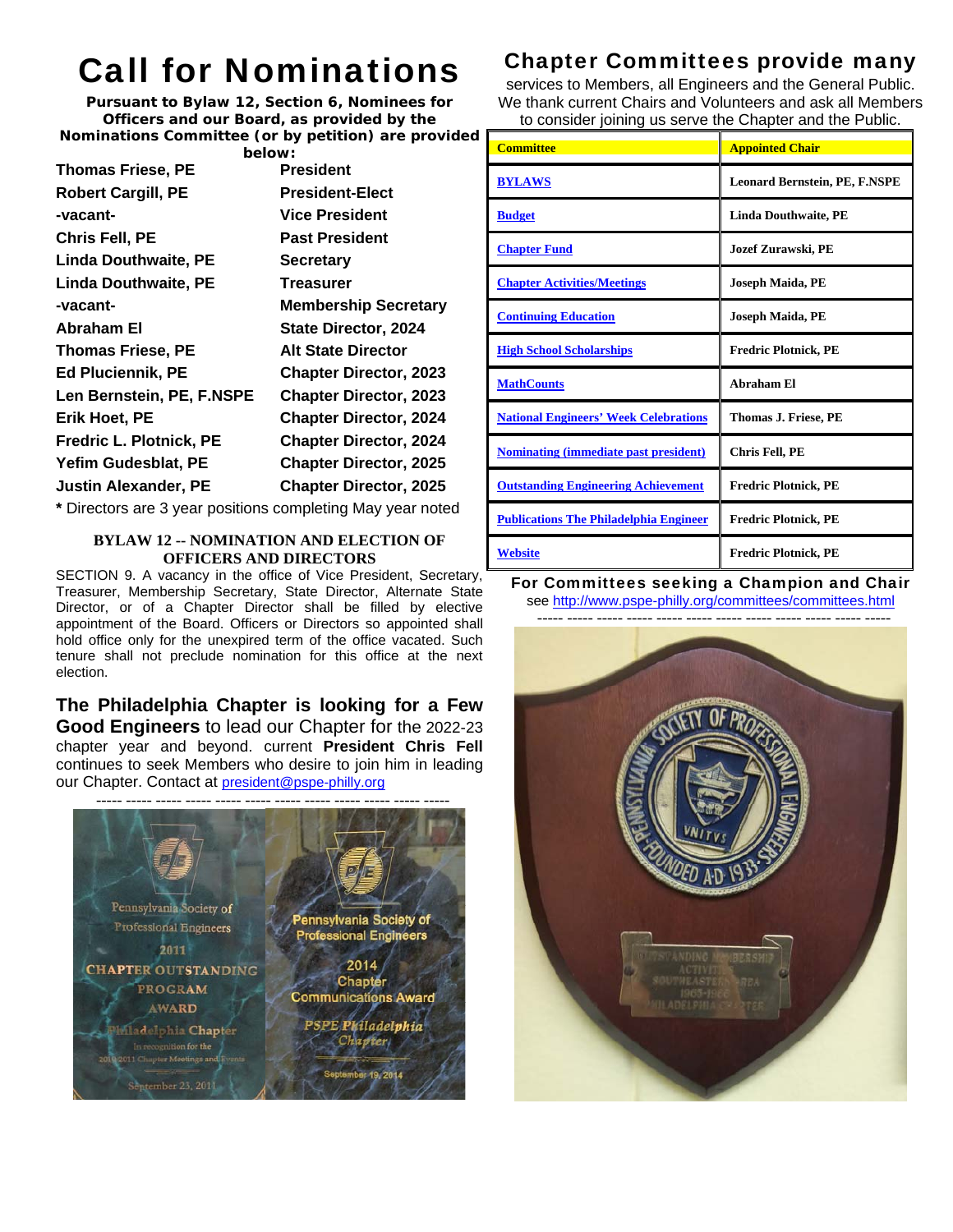# Call for Nominations

**Pursuant to Bylaw 12, Section 6, Nominees for Officers and our Board, as provided by the Nominations Committee (or by petition) are provided below:**

| | |
|---|---|
| **Thomas Friese, PE** | **President** |
| **Robert Cargill, PE** | **President-Elect** |
| **-vacant-** | **Vice President** |
| **Chris Fell, PE** | **Past President** |
| **Linda Douthwaite, PE** | **Secretary** |
| **Linda Douthwaite, PE** | **Treasurer** |
| **-vacant-** | **Membership Secretary** |
| **Abraham El** | **State Director, 2024** |
| **Thomas Friese, PE** | **Alt State Director** |
| **Ed Pluciennik, PE** | **Chapter Director, 2023** |
| **Len Bernstein, PE, F.NSPE** | **Chapter Director, 2023** |
| **Erik Hoet, PE** | **Chapter Director, 2024** |
| **Fredric L. Plotnick, PE** | **Chapter Director, 2024** |
| **Yefim Gudesblat, PE** | **Chapter Director, 2025** |
| **Justin Alexander, PE** | **Chapter Director, 2025** |

**\*** Directors are 3 year positions completing May year noted

**BYLAW 12 -- NOMINATION AND ELECTION OF OFFICERS AND DIRECTORS**

SECTION 9. A vacancy in the office of Vice President, Secretary, Treasurer, Membership Secretary, State Director, Alternate State Director, or of a Chapter Director shall be filled by elective appointment of the Board. Officers or Directors so appointed shall hold office only for the unexpired term of the office vacated. Such tenure shall not preclude nomination for this office at the next election.

**The Philadelphia Chapter is looking for a Few Good Engineers** to lead our Chapter for the 2022-23 chapter year and beyond. current **President Chris Fell** continues to seek Members who desire to join him in leading our Chapter. Contact at president@pspe-philly.org

## Chapter Committees provide many

services to Members, all Engineers and the General Public. We thank current Chairs and Volunteers and ask all Members to consider joining us serve the Chapter and the Public.

| Committee | Appointed Chair |
|---|---|
| BYLAWS | Leonard Bernstein, PE, F.NSPE |
| Budget | Linda Douthwaite, PE |
| Chapter Fund | Jozef Zurawski, PE |
| Chapter Activities/Meetings | Joseph Maida, PE |
| Continuing Education | Joseph Maida, PE |
| High School Scholarships | Fredric Plotnick, PE |
| MathCounts | Abraham El |
| National Engineers' Week Celebrations | Thomas J. Friese, PE |
| Nominating (immediate past president) | Chris Fell, PE |
| Outstanding Engineering Achievement | Fredric Plotnick, PE |
| Publications The Philadelphia Engineer | Fredric Plotnick, PE |
| Website | Fredric Plotnick, PE |

**For Committees seeking a Champion and Chair**

see http://www.pspe-philly.org/committees/committees.html